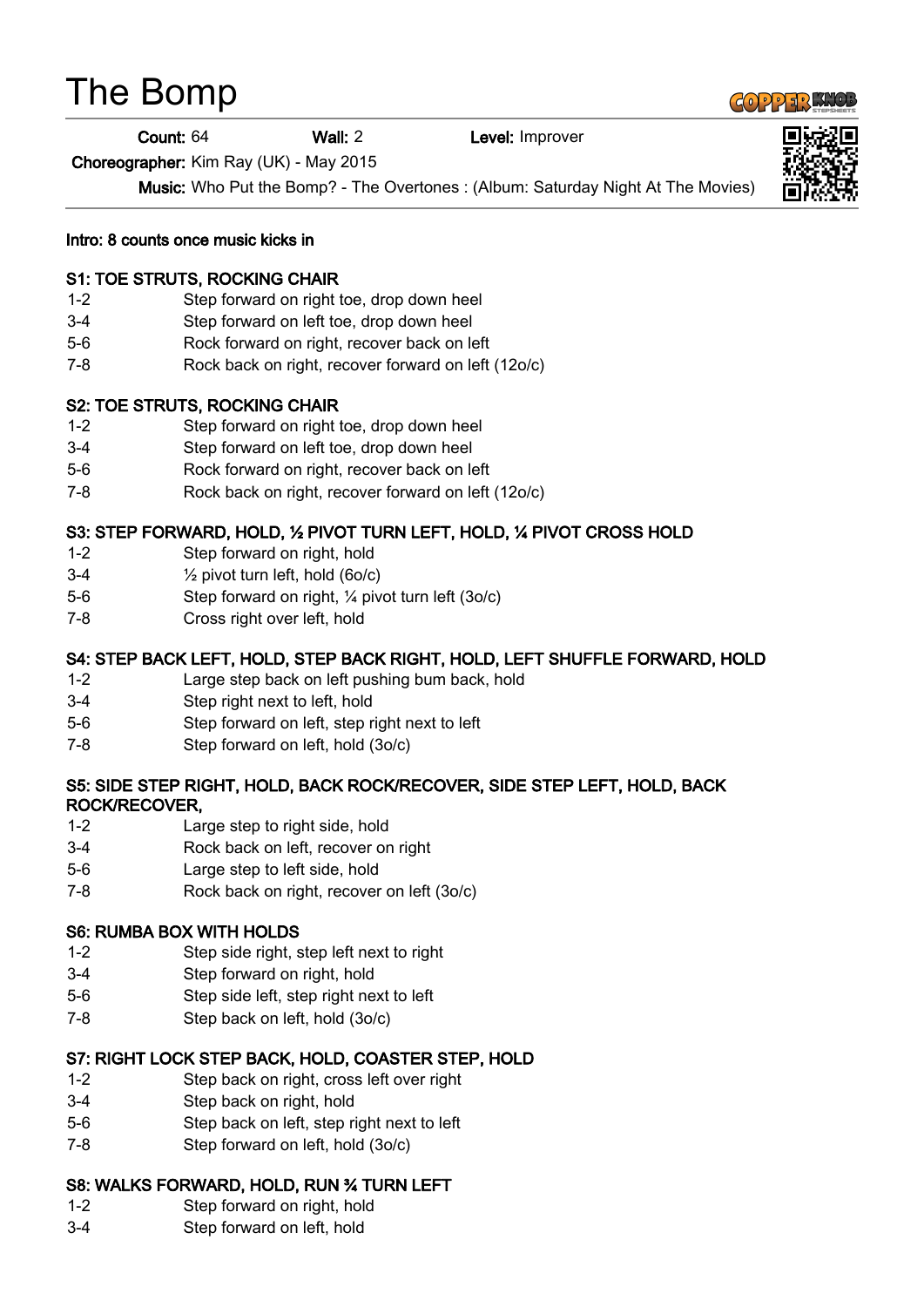# The Bomp

**Count:** 64 **Wall:** 2 **Level:** Improver

**Choreographer:** Kim Ray (UK) - May 2015

**Music:** Who Put the Bomp? - The Overtones : (Album: Saturday Night At The Movies)

**Intro: 8 counts once music kicks in**

**S1: TOE STRUTS, ROCKING CHAIR**

| | |
|---|---|
| 1-2 | Step forward on right toe, drop down heel |
| 3-4 | Step forward on left toe, drop down heel |
| 5-6 | Rock forward on right, recover back on left |
| 7-8 | Rock back on right, recover forward on left (12o/c) |

**S2: TOE STRUTS, ROCKING CHAIR**

| | |
|---|---|
| 1-2 | Step forward on right toe, drop down heel |
| 3-4 | Step forward on left toe, drop down heel |
| 5-6 | Rock forward on right, recover back on left |
| 7-8 | Rock back on right, recover forward on left (12o/c) |

**S3: STEP FORWARD, HOLD, ½ PIVOT TURN LEFT, HOLD, ¼ PIVOT CROSS HOLD**

| | |
|---|---|
| 1-2 | Step forward on right, hold |
| 3-4 | ½ pivot turn left, hold (6o/c) |
| 5-6 | Step forward on right, ¼ pivot turn left (3o/c) |
| 7-8 | Cross right over left, hold |

**S4: STEP BACK LEFT, HOLD, STEP BACK RIGHT, HOLD, LEFT SHUFFLE FORWARD, HOLD**

| | |
|---|---|
| 1-2 | Large step back on left pushing bum back, hold |
| 3-4 | Step right next to left, hold |
| 5-6 | Step forward on left, step right next to left |
| 7-8 | Step forward on left, hold (3o/c) |

**S5: SIDE STEP RIGHT, HOLD, BACK ROCK/RECOVER, SIDE STEP LEFT, HOLD, BACK ROCK/RECOVER,**

| | |
|---|---|
| 1-2 | Large step to right side, hold |
| 3-4 | Rock back on left, recover on right |
| 5-6 | Large step to left side, hold |
| 7-8 | Rock back on right, recover on left (3o/c) |

**S6: RUMBA BOX WITH HOLDS**

| | |
|---|---|
| 1-2 | Step side right, step left next to right |
| 3-4 | Step forward on right, hold |
| 5-6 | Step side left, step right next to left |
| 7-8 | Step back on left, hold (3o/c) |

**S7: RIGHT LOCK STEP BACK, HOLD, COASTER STEP, HOLD**

| | |
|---|---|
| 1-2 | Step back on right, cross left over right |
| 3-4 | Step back on right, hold |
| 5-6 | Step back on left, step right next to left |
| 7-8 | Step forward on left, hold (3o/c) |

**S8: WALKS FORWARD, HOLD, RUN ¾ TURN LEFT**

| | |
|---|---|
| 1-2 | Step forward on right, hold |
| 3-4 | Step forward on left, hold |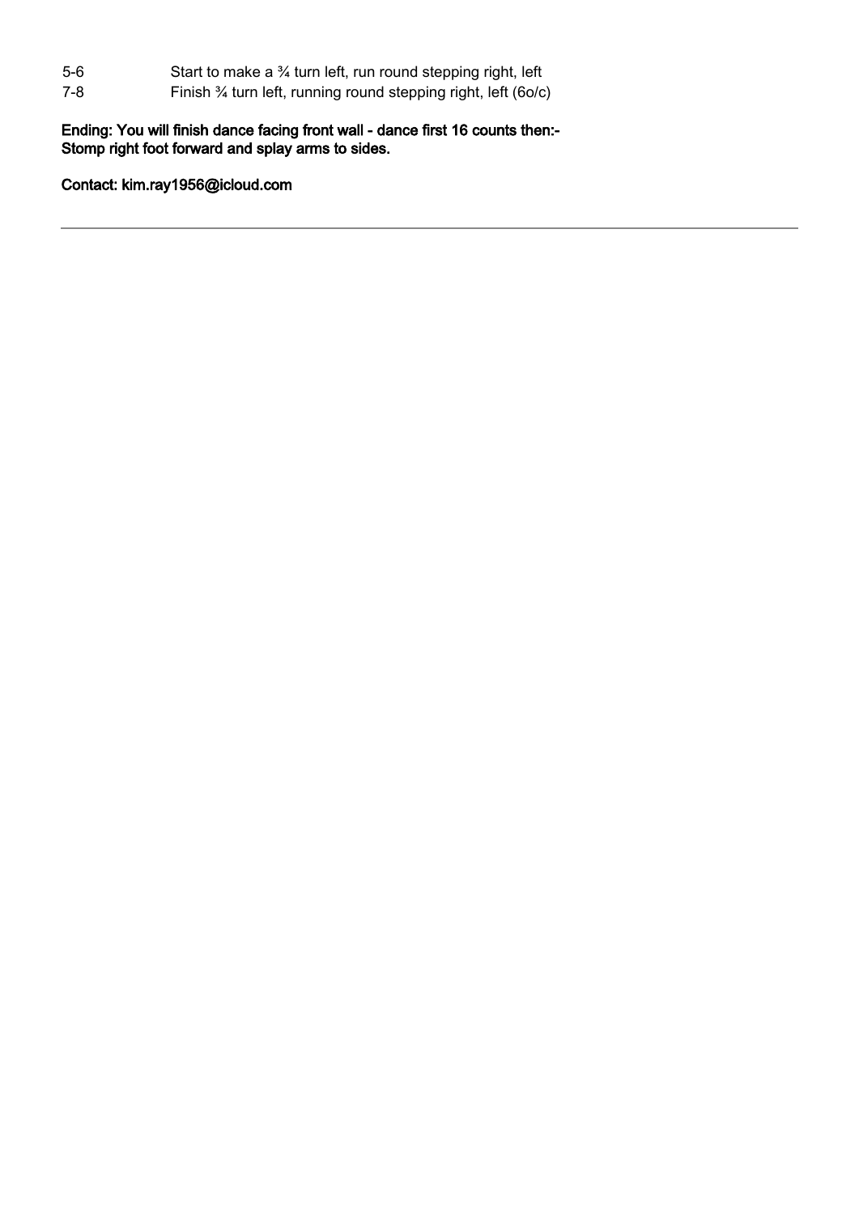5-6 Start to make a ¾ turn left, run round stepping right, left
7-8 Finish ¾ turn left, running round stepping right, left (6o/c)

**Ending: You will finish dance facing front wall - dance first 16 counts then:-**
**Stomp right foot forward and splay arms to sides.**

**Contact: kim.ray1956@icloud.com**

---